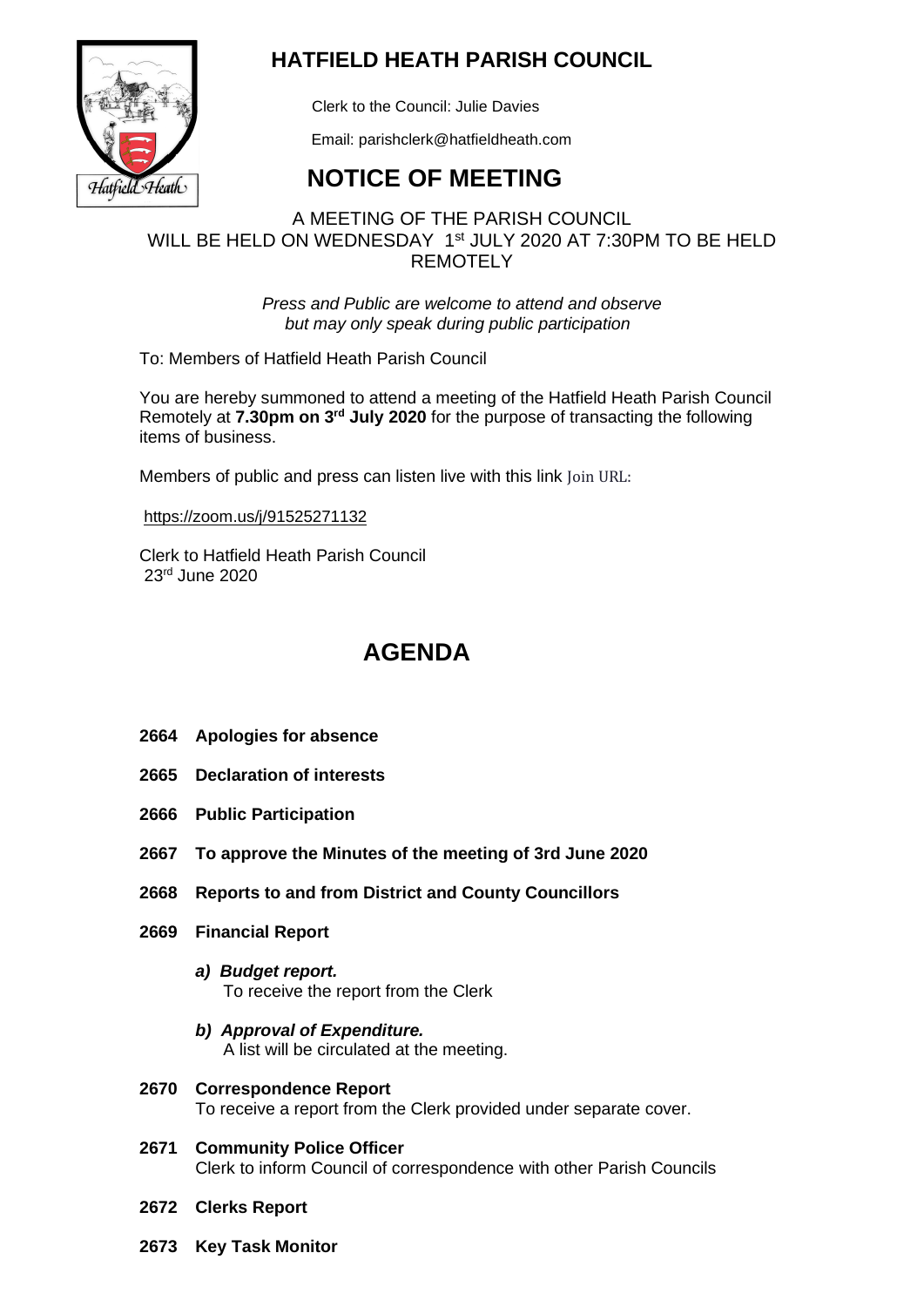# HATFIELD HEATH PARISH COUNCIL

Clerk to the Council: Julie Davies

Email: parishclerk@hatfieldheath.com

# NOTICE OF MEETING

A MEETING OF THE PARISH COUNCIL WILL BE HELD ON WEDNESDAY 1st JULY 2020 AT 7:30PM TO BE HELD REMOTELY

*Press and Public are welcome to attend and observe but may only speak during public participation*

To: Members of Hatfield Heath Parish Council

You are hereby summoned to attend a meeting of the Hatfield Heath Parish Council Remotely at **7.30pm on 3rd July 2020** for the purpose of transacting the following items of business.

Members of public and press can listen live with this link Join URL:

https://zoom.us/j/91525271132

Clerk to Hatfield Heath Parish Council
23rd June 2020

# AGENDA

**2664 Apologies for absence**

**2665 Declaration of interests**

**2666 Public Participation**

**2667 To approve the Minutes of the meeting of 3rd June 2020**

**2668 Reports to and from District and County Councillors**

**2669 Financial Report**

*a) Budget report.*
To receive the report from the Clerk

*b) Approval of Expenditure.*
A list will be circulated at the meeting.

**2670 Correspondence Report**
To receive a report from the Clerk provided under separate cover.

**2671 Community Police Officer**
Clerk to inform Council of correspondence with other Parish Councils

**2672 Clerks Report**

**2673 Key Task Monitor**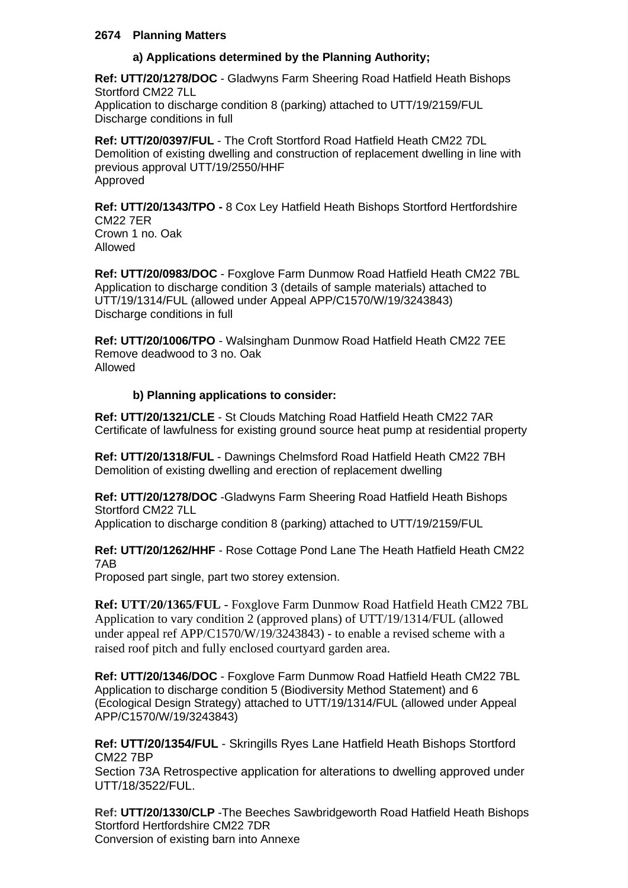## 2674 Planning Matters

### a) Applications determined by the Planning Authority;

**Ref: UTT/20/1278/DOC** - Gladwyns Farm Sheering Road Hatfield Heath Bishops Stortford CM22 7LL
Application to discharge condition 8 (parking) attached to UTT/19/2159/FUL
Discharge conditions in full

**Ref: UTT/20/0397/FUL** - The Croft Stortford Road Hatfield Heath CM22 7DL
Demolition of existing dwelling and construction of replacement dwelling in line with previous approval UTT/19/2550/HHF
Approved

**Ref: UTT/20/1343/TPO -** 8 Cox Ley Hatfield Heath Bishops Stortford Hertfordshire CM22 7ER
Crown 1 no. Oak
Allowed

**Ref: UTT/20/0983/DOC** - Foxglove Farm Dunmow Road Hatfield Heath CM22 7BL
Application to discharge condition 3 (details of sample materials) attached to UTT/19/1314/FUL (allowed under Appeal APP/C1570/W/19/3243843)
Discharge conditions in full

**Ref: UTT/20/1006/TPO** - Walsingham Dunmow Road Hatfield Heath CM22 7EE
Remove deadwood to 3 no. Oak
Allowed

### b) Planning applications to consider:

**Ref: UTT/20/1321/CLE** - St Clouds Matching Road Hatfield Heath CM22 7AR
Certificate of lawfulness for existing ground source heat pump at residential property

**Ref: UTT/20/1318/FUL** - Dawnings Chelmsford Road Hatfield Heath CM22 7BH
Demolition of existing dwelling and erection of replacement dwelling

**Ref: UTT/20/1278/DOC** -Gladwyns Farm Sheering Road Hatfield Heath Bishops Stortford CM22 7LL
Application to discharge condition 8 (parking) attached to UTT/19/2159/FUL

**Ref: UTT/20/1262/HHF** - Rose Cottage Pond Lane The Heath Hatfield Heath CM22 7AB
Proposed part single, part two storey extension.

**Ref: UTT/20/1365/FUL** - Foxglove Farm Dunmow Road Hatfield Heath CM22 7BL
Application to vary condition 2 (approved plans) of UTT/19/1314/FUL (allowed under appeal ref APP/C1570/W/19/3243843) - to enable a revised scheme with a raised roof pitch and fully enclosed courtyard garden area.

**Ref: UTT/20/1346/DOC** - Foxglove Farm Dunmow Road Hatfield Heath CM22 7BL
Application to discharge condition 5 (Biodiversity Method Statement) and 6 (Ecological Design Strategy) attached to UTT/19/1314/FUL (allowed under Appeal APP/C1570/W/19/3243843)

**Ref: UTT/20/1354/FUL** - Skringills Ryes Lane Hatfield Heath Bishops Stortford CM22 7BP
Section 73A Retrospective application for alterations to dwelling approved under UTT/18/3522/FUL.

**Ref: UTT/20/1330/CLP** -The Beeches Sawbridgeworth Road Hatfield Heath Bishops Stortford Hertfordshire CM22 7DR
Conversion of existing barn into Annexe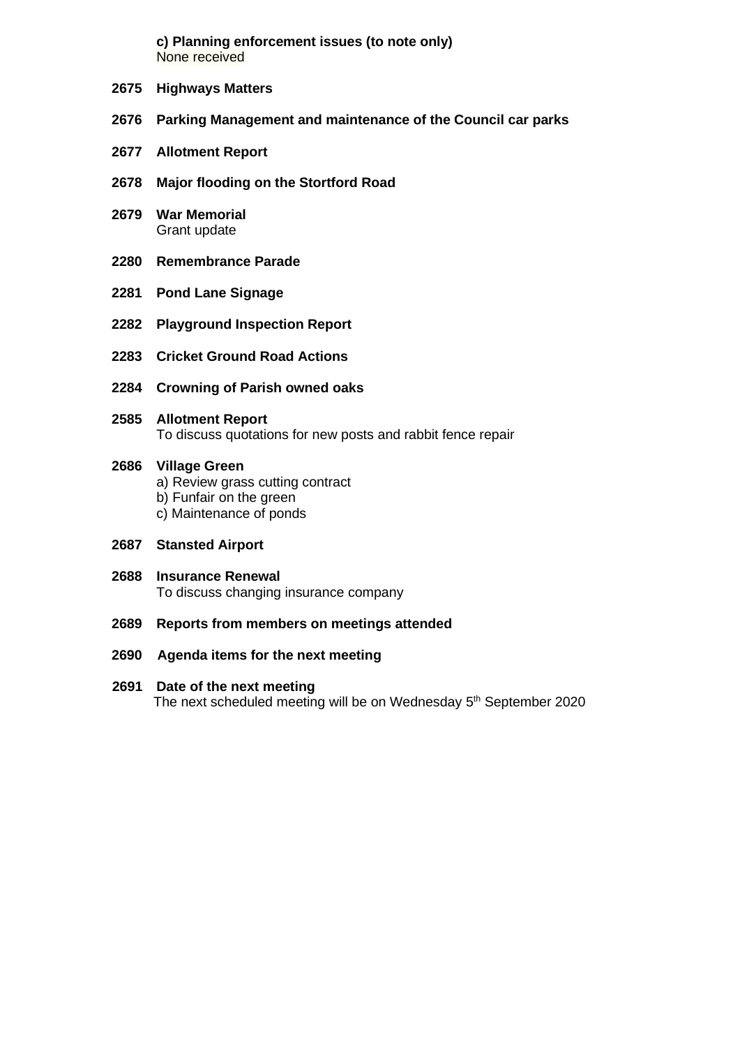**c) Planning enforcement issues (to note only)**
None received

**2675 Highways Matters**

**2676 Parking Management and maintenance of the Council car parks**

**2677 Allotment Report**

**2678 Major flooding on the Stortford Road**

**2679 War Memorial**
Grant update

**2280 Remembrance Parade**

**2281 Pond Lane Signage**

**2282 Playground Inspection Report**

**2283 Cricket Ground Road Actions**

**2284 Crowning of Parish owned oaks**

**2585 Allotment Report**
To discuss quotations for new posts and rabbit fence repair

**2686 Village Green**
a) Review grass cutting contract
b) Funfair on the green
c) Maintenance of ponds

**2687 Stansted Airport**

**2688 Insurance Renewal**
To discuss changing insurance company

**2689 Reports from members on meetings attended**

**2690 Agenda items for the next meeting**

**2691 Date of the next meeting**
The next scheduled meeting will be on Wednesday 5th September 2020